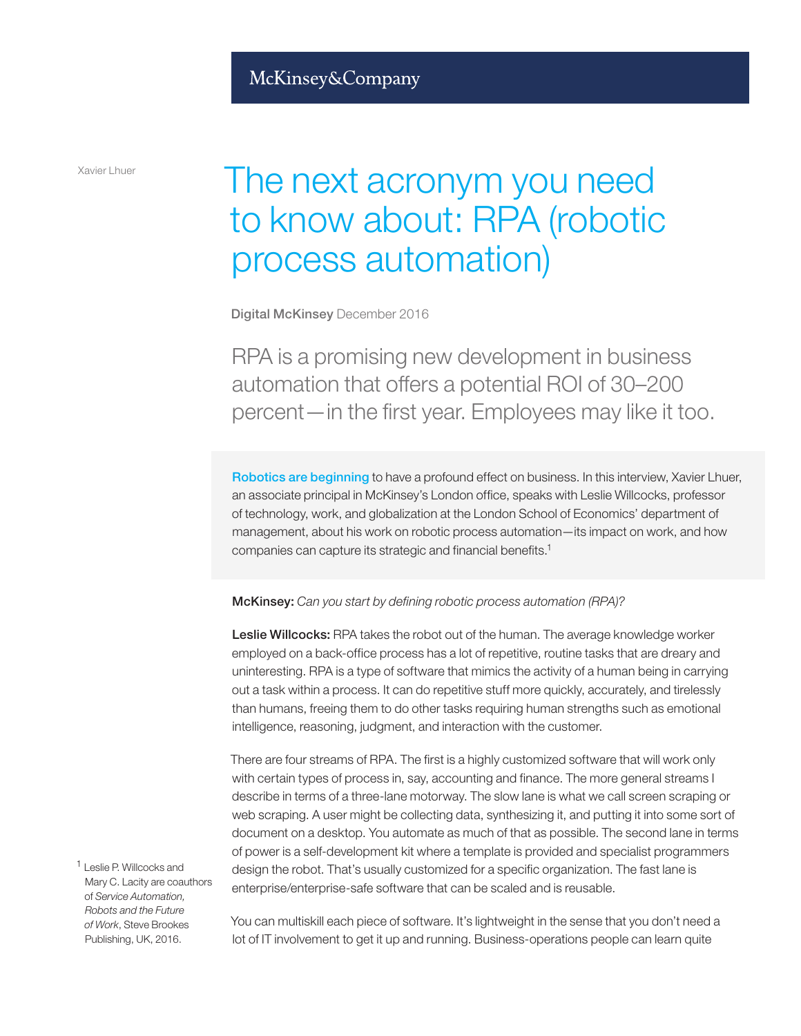McKinsey&Company

Xavier Lhuer

# The next acronym you need to know about: RPA (robotic process automation)

**Digital McKinsey** December 2016

## RPA is a promising new development in business automation that offers a potential ROI of 30–200 percent—in the first year. Employees may like it too.

Robotics are beginning to have a profound effect on business. In this interview, Xavier Lhuer, an associate principal in McKinsey's London office, speaks with Leslie Willcocks, professor of technology, work, and globalization at the London School of Economics' department of management, about his work on robotic process automation—its impact on work, and how companies can capture its strategic and financial benefits.[1]

**McKinsey:** *Can you start by defining robotic process automation (RPA)?*

**Leslie Willcocks:** RPA takes the robot out of the human. The average knowledge worker employed on a back-office process has a lot of repetitive, routine tasks that are dreary and uninteresting. RPA is a type of software that mimics the activity of a human being in carrying out a task within a process. It can do repetitive stuff more quickly, accurately, and tirelessly than humans, freeing them to do other tasks requiring human strengths such as emotional intelligence, reasoning, judgment, and interaction with the customer.

There are four streams of RPA. The first is a highly customized software that will work only with certain types of process in, say, accounting and finance. The more general streams I describe in terms of a three-lane motorway. The slow lane is what we call screen scraping or web scraping. A user might be collecting data, synthesizing it, and putting it into some sort of document on a desktop. You automate as much of that as possible. The second lane in terms of power is a self-development kit where a template is provided and specialist programmers design the robot. That's usually customized for a specific organization. The fast lane is enterprise/enterprise-safe software that can be scaled and is reusable.

You can multiskill each piece of software. It's lightweight in the sense that you don't need a lot of IT involvement to get it up and running. Business-operations people can learn quite

[1] Leslie P. Willcocks and Mary C. Lacity are coauthors of *Service Automation, Robots and the Future of Work*, Steve Brookes Publishing, UK, 2016.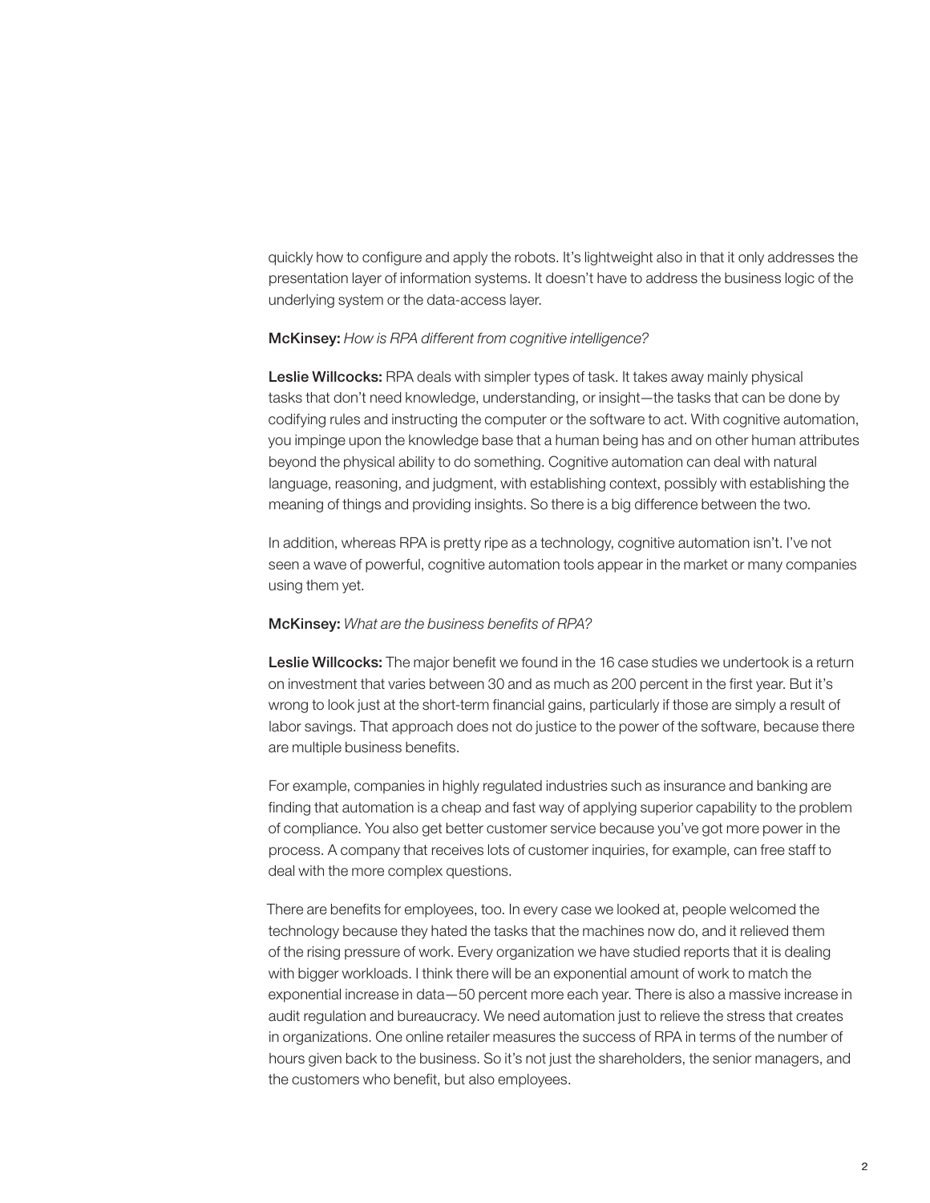quickly how to configure and apply the robots. It's lightweight also in that it only addresses the presentation layer of information systems. It doesn't have to address the business logic of the underlying system or the data-access layer.

**McKinsey:** *How is RPA different from cognitive intelligence?*

**Leslie Willcocks:** RPA deals with simpler types of task. It takes away mainly physical tasks that don't need knowledge, understanding, or insight—the tasks that can be done by codifying rules and instructing the computer or the software to act. With cognitive automation, you impinge upon the knowledge base that a human being has and on other human attributes beyond the physical ability to do something. Cognitive automation can deal with natural language, reasoning, and judgment, with establishing context, possibly with establishing the meaning of things and providing insights. So there is a big difference between the two.

In addition, whereas RPA is pretty ripe as a technology, cognitive automation isn't. I've not seen a wave of powerful, cognitive automation tools appear in the market or many companies using them yet.

**McKinsey:** *What are the business benefits of RPA?*

**Leslie Willcocks:** The major benefit we found in the 16 case studies we undertook is a return on investment that varies between 30 and as much as 200 percent in the first year. But it's wrong to look just at the short-term financial gains, particularly if those are simply a result of labor savings. That approach does not do justice to the power of the software, because there are multiple business benefits.

For example, companies in highly regulated industries such as insurance and banking are finding that automation is a cheap and fast way of applying superior capability to the problem of compliance. You also get better customer service because you've got more power in the process. A company that receives lots of customer inquiries, for example, can free staff to deal with the more complex questions.

There are benefits for employees, too. In every case we looked at, people welcomed the technology because they hated the tasks that the machines now do, and it relieved them of the rising pressure of work. Every organization we have studied reports that it is dealing with bigger workloads. I think there will be an exponential amount of work to match the exponential increase in data—50 percent more each year. There is also a massive increase in audit regulation and bureaucracy. We need automation just to relieve the stress that creates in organizations. One online retailer measures the success of RPA in terms of the number of hours given back to the business. So it's not just the shareholders, the senior managers, and the customers who benefit, but also employees.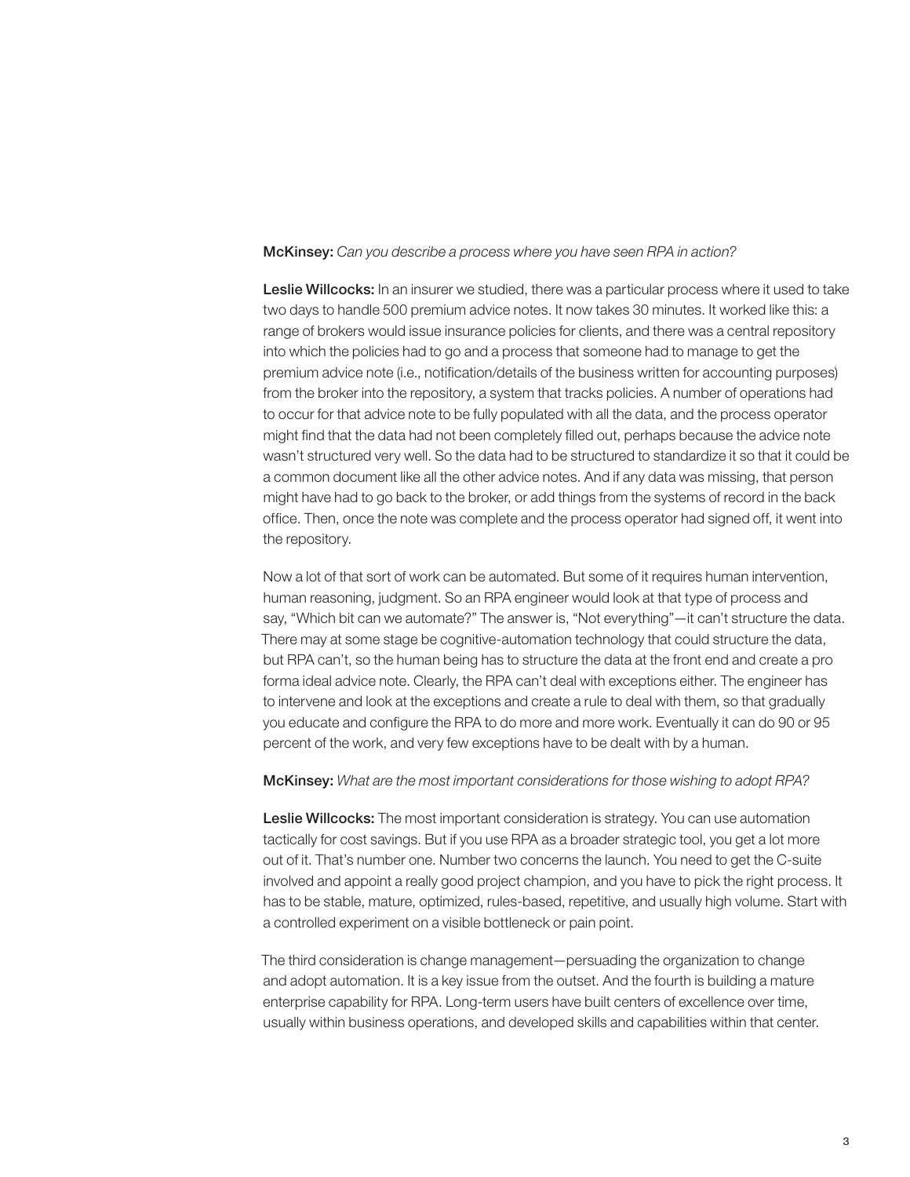**McKinsey:** *Can you describe a process where you have seen RPA in action?*

**Leslie Willcocks:** In an insurer we studied, there was a particular process where it used to take two days to handle 500 premium advice notes. It now takes 30 minutes. It worked like this: a range of brokers would issue insurance policies for clients, and there was a central repository into which the policies had to go and a process that someone had to manage to get the premium advice note (i.e., notification/details of the business written for accounting purposes) from the broker into the repository, a system that tracks policies. A number of operations had to occur for that advice note to be fully populated with all the data, and the process operator might find that the data had not been completely filled out, perhaps because the advice note wasn't structured very well. So the data had to be structured to standardize it so that it could be a common document like all the other advice notes. And if any data was missing, that person might have had to go back to the broker, or add things from the systems of record in the back office. Then, once the note was complete and the process operator had signed off, it went into the repository.

Now a lot of that sort of work can be automated. But some of it requires human intervention, human reasoning, judgment. So an RPA engineer would look at that type of process and say, "Which bit can we automate?" The answer is, "Not everything"—it can't structure the data. There may at some stage be cognitive-automation technology that could structure the data, but RPA can't, so the human being has to structure the data at the front end and create a pro forma ideal advice note. Clearly, the RPA can't deal with exceptions either. The engineer has to intervene and look at the exceptions and create a rule to deal with them, so that gradually you educate and configure the RPA to do more and more work. Eventually it can do 90 or 95 percent of the work, and very few exceptions have to be dealt with by a human.

**McKinsey:** *What are the most important considerations for those wishing to adopt RPA?*

**Leslie Willcocks:** The most important consideration is strategy. You can use automation tactically for cost savings. But if you use RPA as a broader strategic tool, you get a lot more out of it. That's number one. Number two concerns the launch. You need to get the C-suite involved and appoint a really good project champion, and you have to pick the right process. It has to be stable, mature, optimized, rules-based, repetitive, and usually high volume. Start with a controlled experiment on a visible bottleneck or pain point.

The third consideration is change management—persuading the organization to change and adopt automation. It is a key issue from the outset. And the fourth is building a mature enterprise capability for RPA. Long-term users have built centers of excellence over time, usually within business operations, and developed skills and capabilities within that center.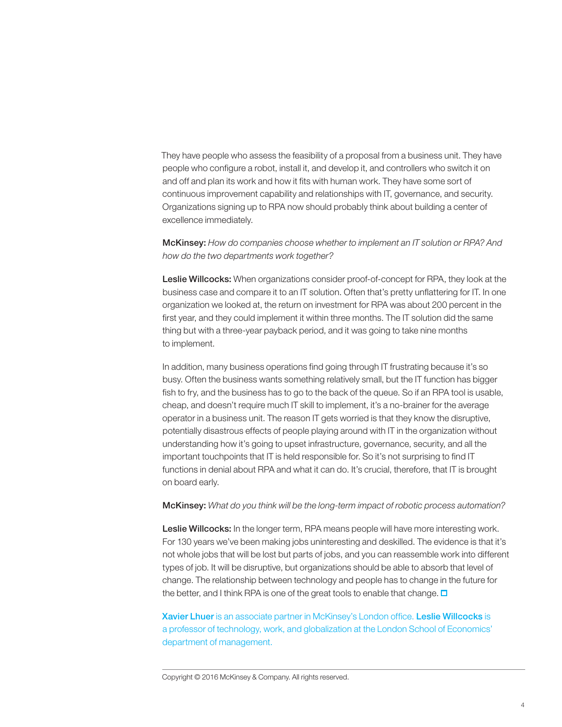They have people who assess the feasibility of a proposal from a business unit. They have people who configure a robot, install it, and develop it, and controllers who switch it on and off and plan its work and how it fits with human work. They have some sort of continuous improvement capability and relationships with IT, governance, and security. Organizations signing up to RPA now should probably think about building a center of excellence immediately.

**McKinsey:** *How do companies choose whether to implement an IT solution or RPA? And how do the two departments work together?*

**Leslie Willcocks:** When organizations consider proof-of-concept for RPA, they look at the business case and compare it to an IT solution. Often that's pretty unflattering for IT. In one organization we looked at, the return on investment for RPA was about 200 percent in the first year, and they could implement it within three months. The IT solution did the same thing but with a three-year payback period, and it was going to take nine months to implement.

In addition, many business operations find going through IT frustrating because it's so busy. Often the business wants something relatively small, but the IT function has bigger fish to fry, and the business has to go to the back of the queue. So if an RPA tool is usable, cheap, and doesn't require much IT skill to implement, it's a no-brainer for the average operator in a business unit. The reason IT gets worried is that they know the disruptive, potentially disastrous effects of people playing around with IT in the organization without understanding how it's going to upset infrastructure, governance, security, and all the important touchpoints that IT is held responsible for. So it's not surprising to find IT functions in denial about RPA and what it can do. It's crucial, therefore, that IT is brought on board early.

**McKinsey:** *What do you think will be the long-term impact of robotic process automation?*

**Leslie Willcocks:** In the longer term, RPA means people will have more interesting work. For 130 years we've been making jobs uninteresting and deskilled. The evidence is that it's not whole jobs that will be lost but parts of jobs, and you can reassemble work into different types of job. It will be disruptive, but organizations should be able to absorb that level of change. The relationship between technology and people has to change in the future for the better, and I think RPA is one of the great tools to enable that change.

**Xavier Lhuer** is an associate partner in McKinsey's London office. **Leslie Willcocks** is a professor of technology, work, and globalization at the London School of Economics' department of management.

Copyright © 2016 McKinsey & Company. All rights reserved.